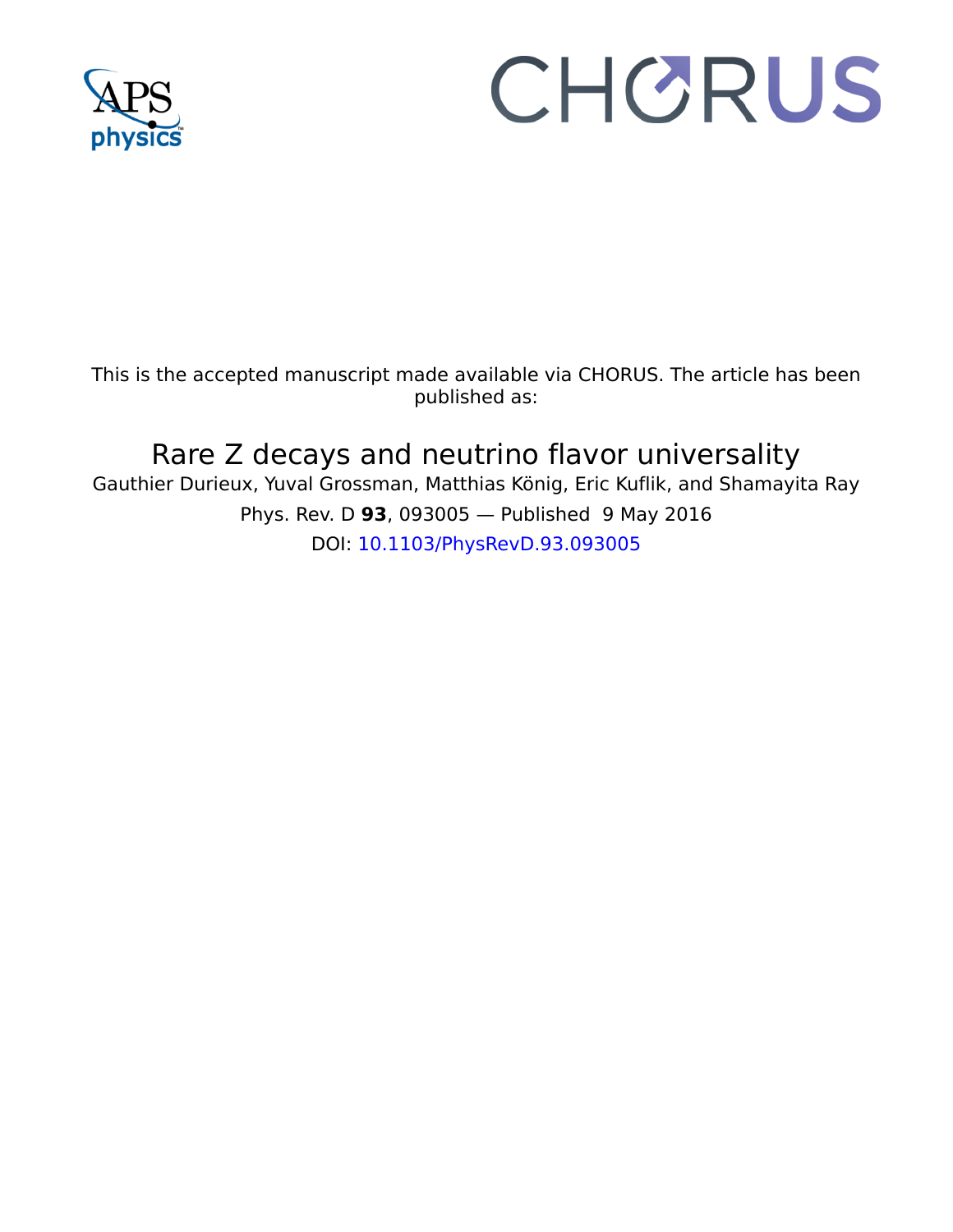This is the accepted manuscript made available via CHORUS. The article has been published as:

# Rare Z decays and neutrino flavor universality

Gauthier Durieux, Yuval Grossman, Matthias König, Eric Kuflik, and Shamayita Ray

Phys. Rev. D **93**, 093005 — Published 9 May 2016

DOI: 10.1103/PhysRevD.93.093005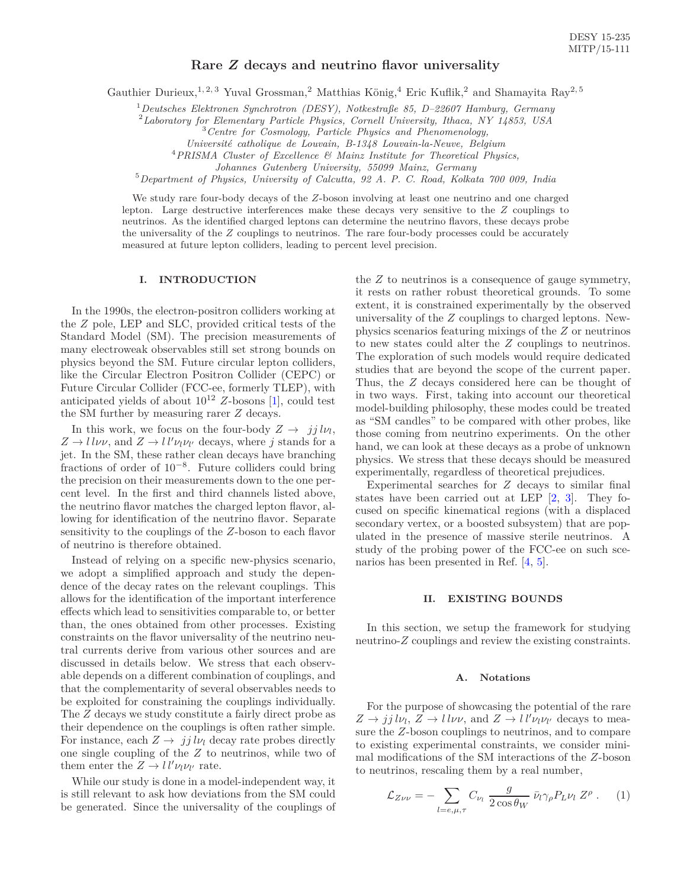DESY 15-235
MITP/15-111

# Rare $Z$ decays and neutrino flavor universality

Gauthier Durieux,[1, 2, 3] Yuval Grossman,[2] Matthias König,[4] Eric Kuflik,[2] and Shamayita Ray[2, 5]

[1] *Deutsches Elektronen Synchrotron (DESY), Notkestraße 85, D–22607 Hamburg, Germany*
[2] *Laboratory for Elementary Particle Physics, Cornell University, Ithaca, NY 14853, USA*
[3] *Centre for Cosmology, Particle Physics and Phenomenology, Université catholique de Louvain, B-1348 Louvain-la-Neuve, Belgium*
[4] *PRISMA Cluster of Excellence & Mainz Institute for Theoretical Physics, Johannes Gutenberg University, 55099 Mainz, Germany*
[5] *Department of Physics, University of Calcutta, 92 A. P. C. Road, Kolkata 700 009, India*

We study rare four-body decays of the $Z$-boson involving at least one neutrino and one charged lepton. Large destructive interferences make these decays very sensitive to the $Z$ couplings to neutrinos. As the identified charged leptons can determine the neutrino flavors, these decays probe the universality of the $Z$ couplings to neutrinos. The rare four-body processes could be accurately measured at future lepton colliders, leading to percent level precision.

## I. INTRODUCTION

In the 1990s, the electron-positron colliders working at the $Z$ pole, LEP and SLC, provided critical tests of the Standard Model (SM). The precision measurements of many electroweak observables still set strong bounds on physics beyond the SM. Future circular lepton colliders, like the Circular Electron Positron Collider (CEPC) or Future Circular Collider (FCC-ee, formerly TLEP), with anticipated yields of about $10^{12}$ $Z$-bosons [1], could test the SM further by measuring rarer $Z$ decays.

In this work, we focus on the four-body $Z \to jj\, l\nu_l$, $Z \to l\, l\nu\nu$, and $Z \to l\, l'\nu_l\nu_{l'}$ decays, where $j$ stands for a jet. In the SM, these rather clean decays have branching fractions of order of $10^{-8}$. Future colliders could bring the precision on their measurements down to the one percent level. In the first and third channels listed above, the neutrino flavor matches the charged lepton flavor, allowing for identification of the neutrino flavor. Separate sensitivity to the couplings of the $Z$-boson to each flavor of neutrino is therefore obtained.

Instead of relying on a specific new-physics scenario, we adopt a simplified approach and study the dependence of the decay rates on the relevant couplings. This allows for the identification of the important interference effects which lead to sensitivities comparable to, or better than, the ones obtained from other processes. Existing constraints on the flavor universality of the neutrino neutral currents derive from various other sources and are discussed in details below. We stress that each observable depends on a different combination of couplings, and that the complementarity of several observables needs to be exploited for constraining the couplings individually. The $Z$ decays we study constitute a fairly direct probe as their dependence on the couplings is often rather simple. For instance, each $Z \to jj\, l\nu_l$ decay rate probes directly one single coupling of the $Z$ to neutrinos, while two of them enter the $Z \to l\, l'\nu_l\nu_{l'}$ rate.

While our study is done in a model-independent way, it is still relevant to ask how deviations from the SM could be generated. Since the universality of the couplings of the $Z$ to neutrinos is a consequence of gauge symmetry, it rests on rather robust theoretical grounds. To some extent, it is constrained experimentally by the observed universality of the $Z$ couplings to charged leptons. New-physics scenarios featuring mixings of the $Z$ or neutrinos to new states could alter the $Z$ couplings to neutrinos. The exploration of such models would require dedicated studies that are beyond the scope of the current paper. Thus, the $Z$ decays considered here can be thought of in two ways. First, taking into account our theoretical model-building philosophy, these modes could be treated as "SM candles" to be compared with other probes, like those coming from neutrino experiments. On the other hand, we can look at these decays as a probe of unknown physics. We stress that these decays should be measured experimentally, regardless of theoretical prejudices.

Experimental searches for $Z$ decays to similar final states have been carried out at LEP [2, 3]. They focused on specific kinematical regions (with a displaced secondary vertex, or a boosted subsystem) that are populated in the presence of massive sterile neutrinos. A study of the probing power of the FCC-ee on such scenarios has been presented in Ref. [4, 5].

## II. EXISTING BOUNDS

In this section, we setup the framework for studying neutrino-$Z$ couplings and review the existing constraints.

### A. Notations

For the purpose of showcasing the potential of the rare $Z \to jj\, l\nu_l$, $Z \to l\, l\nu\nu$, and $Z \to l\, l'\nu_l\nu_{l'}$ decays to measure the $Z$-boson couplings to neutrinos, and to compare to existing experimental constraints, we consider minimal modifications of the SM interactions of the $Z$-boson to neutrinos, rescaling them by a real number,

$$\mathcal{L}_{Z\nu\nu} = -\sum_{l=e,\mu,\tau} C_{\nu_l}\, \frac{g}{2\cos\theta_W}\, \bar{\nu}_l \gamma_\rho P_L \nu_l\, Z^\rho\,. \qquad (1)$$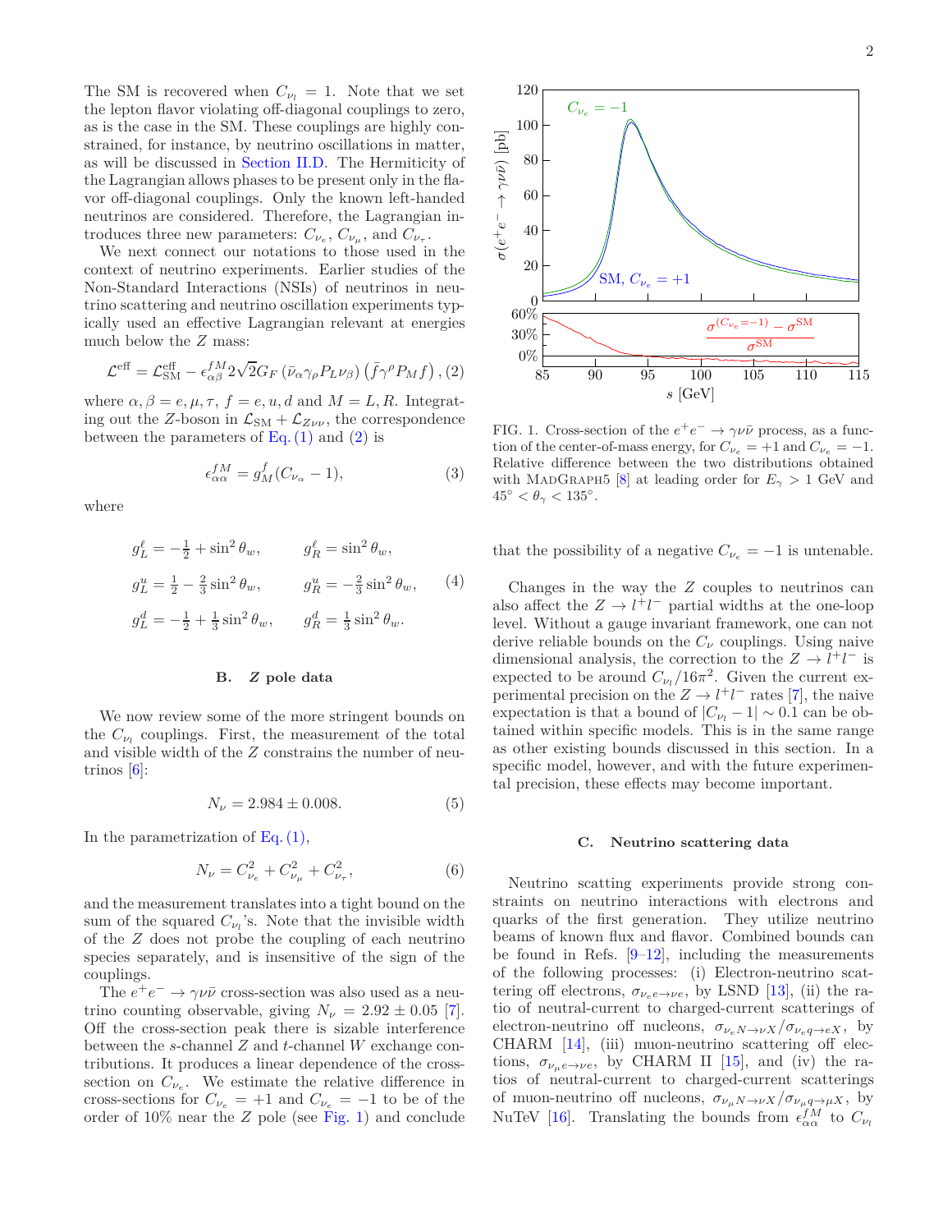The SM is recovered when $C_{\nu_l} = 1$. Note that we set the lepton flavor violating off-diagonal couplings to zero, as is the case in the SM. These couplings are highly constrained, for instance, by neutrino oscillations in matter, as will be discussed in Section II.D. The Hermiticity of the Lagrangian allows phases to be present only in the flavor off-diagonal couplings. Only the known left-handed neutrinos are considered. Therefore, the Lagrangian introduces three new parameters: $C_{\nu_e}$, $C_{\nu_\mu}$, and $C_{\nu_\tau}$.

We next connect our notations to those used in the context of neutrino experiments. Earlier studies of the Non-Standard Interactions (NSIs) of neutrinos in neutrino scattering and neutrino oscillation experiments typically used an effective Lagrangian relevant at energies much below the $Z$ mass:

$$\mathcal{L}^{\rm eff} = \mathcal{L}^{\rm eff}_{\rm SM} - \epsilon^{fM}_{\alpha\beta} 2\sqrt{2} G_F \left(\bar{\nu}_\alpha \gamma_\rho P_L \nu_\beta\right)\left(\bar{f}\gamma^\rho P_M f\right), \quad (2)$$

where $\alpha, \beta = e, \mu, \tau$, $f = e, u, d$ and $M = L, R$. Integrating out the $Z$-boson in $\mathcal{L}_{\rm SM} + \mathcal{L}_{Z\nu\nu}$, the correspondence between the parameters of Eq. (1) and (2) is

$$\epsilon^{fM}_{\alpha\alpha} = g^f_M (C_{\nu_\alpha} - 1), \quad (3)$$

where

$$\begin{aligned}
g^\ell_L &= -\tfrac{1}{2} + \sin^2\theta_w, & g^\ell_R &= \sin^2\theta_w, \\
g^u_L &= \tfrac{1}{2} - \tfrac{2}{3}\sin^2\theta_w, & g^u_R &= -\tfrac{2}{3}\sin^2\theta_w, \\
g^d_L &= -\tfrac{1}{2} + \tfrac{1}{3}\sin^2\theta_w, & g^d_R &= \tfrac{1}{3}\sin^2\theta_w.
\end{aligned} \quad (4)$$

### B. $Z$ pole data

We now review some of the more stringent bounds on the $C_{\nu_l}$ couplings. First, the measurement of the total and visible width of the $Z$ constrains the number of neutrinos [6]:

$$N_\nu = 2.984 \pm 0.008. \quad (5)$$

In the parametrization of Eq. (1),

$$N_\nu = C^2_{\nu_e} + C^2_{\nu_\mu} + C^2_{\nu_\tau}, \quad (6)$$

and the measurement translates into a tight bound on the sum of the squared $C_{\nu_l}$'s. Note that the invisible width of the $Z$ does not probe the coupling of each neutrino species separately, and is insensitive of the sign of the couplings.

The $e^+e^- \to \gamma\nu\bar{\nu}$ cross-section was also used as a neutrino counting observable, giving $N_\nu = 2.92 \pm 0.05$ [7]. Off the cross-section peak there is sizable interference between the $s$-channel $Z$ and $t$-channel $W$ exchange contributions. It produces a linear dependence of the cross-section on $C_{\nu_e}$. We estimate the relative difference in cross-sections for $C_{\nu_e} = +1$ and $C_{\nu_e} = -1$ to be of the order of 10% near the $Z$ pole (see Fig. 1) and conclude that the possibility of a negative $C_{\nu_e} = -1$ is untenable.

FIG. 1. Cross-section of the $e^+e^- \to \gamma\nu\bar{\nu}$ process, as a function of the center-of-mass energy, for $C_{\nu_e} = +1$ and $C_{\nu_e} = -1$. Relative difference between the two distributions obtained with MadGraph5 [8] at leading order for $E_\gamma > 1$ GeV and $45^\circ < \theta_\gamma < 135^\circ$.

Changes in the way the $Z$ couples to neutrinos can also affect the $Z \to l^+l^-$ partial widths at the one-loop level. Without a gauge invariant framework, one can not derive reliable bounds on the $C_\nu$ couplings. Using naive dimensional analysis, the correction to the $Z \to l^+l^-$ is expected to be around $C_{\nu_l}/16\pi^2$. Given the current experimental precision on the $Z \to l^+l^-$ rates [7], the naive expectation is that a bound of $|C_{\nu_l} - 1| \sim 0.1$ can be obtained within specific models. This is in the same range as other existing bounds discussed in this section. In a specific model, however, and with the future experimental precision, these effects may become important.

### C. Neutrino scattering data

Neutrino scatting experiments provide strong constraints on neutrino interactions with electrons and quarks of the first generation. They utilize neutrino beams of known flux and flavor. Combined bounds can be found in Refs. [9–12], including the measurements of the following processes: (i) Electron-neutrino scattering off electrons, $\sigma_{\nu_e e\to\nu e}$, by LSND [13], (ii) the ratio of neutral-current to charged-current scatterings of electron-neutrino off nucleons, $\sigma_{\nu_e N\to\nu X}/\sigma_{\nu_e q\to e X}$, by CHARM [14], (iii) muon-neutrino scattering off electrons, $\sigma_{\nu_\mu e\to\nu e}$, by CHARM II [15], and (iv) the ratios of neutral-current to charged-current scatterings of muon-neutrino off nucleons, $\sigma_{\nu_\mu N\to\nu X}/\sigma_{\nu_\mu q\to\mu X}$, by NuTeV [16]. Translating the bounds from $\epsilon^{fM}_{\alpha\alpha}$ to $C_{\nu_l}$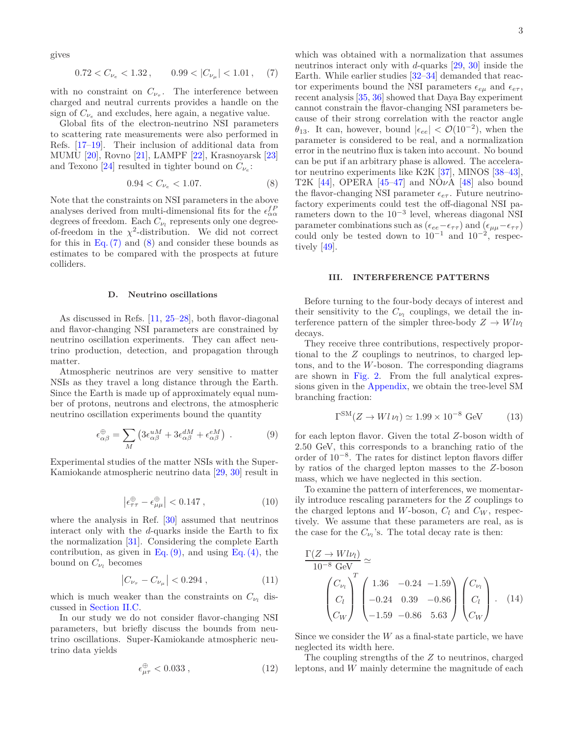gives

$$0.72 < C_{\nu_e} < 1.32\,, \qquad 0.99 < |C_{\nu_\mu}| < 1.01\,, \quad (7)$$

with no constraint on $C_{\nu_\tau}$. The interference between charged and neutral currents provides a handle on the sign of $C_{\nu_e}$ and excludes, here again, a negative value.

Global fits of the electron-neutrino NSI parameters to scattering rate measurements were also performed in Refs. [17–19]. Their inclusion of additional data from MUMU [20], Rovno [21], LAMPF [22], Krasnoyarsk [23] and Texono [24] resulted in tighter bound on $C_{\nu_e}$:

$$0.94 < C_{\nu_e} < 1.07. \quad (8)$$

Note that the constraints on NSI parameters in the above analyses derived from multi-dimensional fits for the $\epsilon^{fP}_{\alpha\alpha}$ degrees of freedom. Each $C_{\nu_l}$ represents only one degree-of-freedom in the $\chi^2$-distribution. We did not correct for this in Eq. (7) and (8) and consider these bounds as estimates to be compared with the prospects at future colliders.

### D. Neutrino oscillations

As discussed in Refs. [11, 25–28], both flavor-diagonal and flavor-changing NSI parameters are constrained by neutrino oscillation experiments. They can affect neutrino production, detection, and propagation through matter.

Atmospheric neutrinos are very sensitive to matter NSIs as they travel a long distance through the Earth. Since the Earth is made up of approximately equal number of protons, neutrons and electrons, the atmospheric neutrino oscillation experiments bound the quantity

$$\epsilon^{\oplus}_{\alpha\beta} = \sum_M \left(3\epsilon^{uM}_{\alpha\beta} + 3\epsilon^{dM}_{\alpha\beta} + \epsilon^{eM}_{\alpha\beta}\right)\,. \quad (9)$$

Experimental studies of the matter NSIs with the Super-Kamiokande atmospheric neutrino data [29, 30] result in

$$\left|\epsilon^{\oplus}_{\tau\tau} - \epsilon^{\oplus}_{\mu\mu}\right| < 0.147\,, \quad (10)$$

where the analysis in Ref. [30] assumed that neutrinos interact only with the $d$-quarks inside the Earth to fix the normalization [31]. Considering the complete Earth contribution, as given in Eq. (9), and using Eq. (4), the bound on $C_{\nu_l}$ becomes

$$\left|C_{\nu_\tau} - C_{\nu_\mu}\right| < 0.294\,, \quad (11)$$

which is much weaker than the constraints on $C_{\nu_l}$ discussed in Section II.C.

In our study we do not consider flavor-changing NSI parameters, but briefly discuss the bounds from neutrino oscillations. Super-Kamiokande atmospheric neutrino data yields

$$\epsilon^{\oplus}_{\mu\tau} < 0.033\,, \quad (12)$$

which was obtained with a normalization that assumes neutrinos interact only with $d$-quarks [29, 30] inside the Earth. While earlier studies [32–34] demanded that reactor experiments bound the NSI parameters $\epsilon_{e\mu}$ and $\epsilon_{e\tau}$, recent analysis [35, 36] showed that Daya Bay experiment cannot constrain the flavor-changing NSI parameters because of their strong correlation with the reactor angle $\theta_{13}$. It can, however, bound $|\epsilon_{ee}| < \mathcal{O}(10^{-2})$, when the parameter is considered to be real, and a normalization error in the neutrino flux is taken into account. No bound can be put if an arbitrary phase is allowed. The accelerator neutrino experiments like K2K [37], MINOS [38–43], T2K [44], OPERA [45–47] and NO$\nu$A [48] also bound the flavor-changing NSI parameter $\epsilon_{e\tau}$. Future neutrino-factory experiments could test the off-diagonal NSI parameters down to the $10^{-3}$ level, whereas diagonal NSI parameter combinations such as $(\epsilon_{ee}-\epsilon_{\tau\tau})$ and $(\epsilon_{\mu\mu}-\epsilon_{\tau\tau})$ could only be tested down to $10^{-1}$ and $10^{-2}$, respectively [49].

## III. INTERFERENCE PATTERNS

Before turning to the four-body decays of interest and their sensitivity to the $C_{\nu_l}$ couplings, we detail the interference pattern of the simpler three-body $Z \to W l \nu_l$ decays.

They receive three contributions, respectively proportional to the $Z$ couplings to neutrinos, to charged leptons, and to the $W$-boson. The corresponding diagrams are shown in Fig. 2. From the full analytical expressions given in the Appendix, we obtain the tree-level SM branching fraction:

$$\Gamma^{\rm SM}(Z \to W l\, \nu_l) \simeq 1.99 \times 10^{-8}\ \text{GeV} \quad (13)$$

for each lepton flavor. Given the total $Z$-boson width of 2.50 GeV, this corresponds to a branching ratio of the order of $10^{-8}$. The rates for distinct lepton flavors differ by ratios of the charged lepton masses to the $Z$-boson mass, which we have neglected in this section.

To examine the pattern of interferences, we momentarily introduce rescaling parameters for the $Z$ couplings to the charged leptons and $W$-boson, $C_l$ and $C_W$, respectively. We assume that these parameters are real, as is the case for the $C_{\nu_l}$'s. The total decay rate is then:

$$\frac{\Gamma(Z \to W l \nu_l)}{10^{-8}\ \text{GeV}} \simeq \begin{pmatrix} C_{\nu_l} \\ C_l \\ C_W \end{pmatrix}^T \begin{pmatrix} 1.36 & -0.24 & -1.59 \\ -0.24 & 0.39 & -0.86 \\ -1.59 & -0.86 & 5.63 \end{pmatrix} \begin{pmatrix} C_{\nu_l} \\ C_l \\ C_W \end{pmatrix}. \quad (14)$$

Since we consider the $W$ as a final-state particle, we have neglected its width here.

The coupling strengths of the $Z$ to neutrinos, charged leptons, and $W$ mainly determine the magnitude of each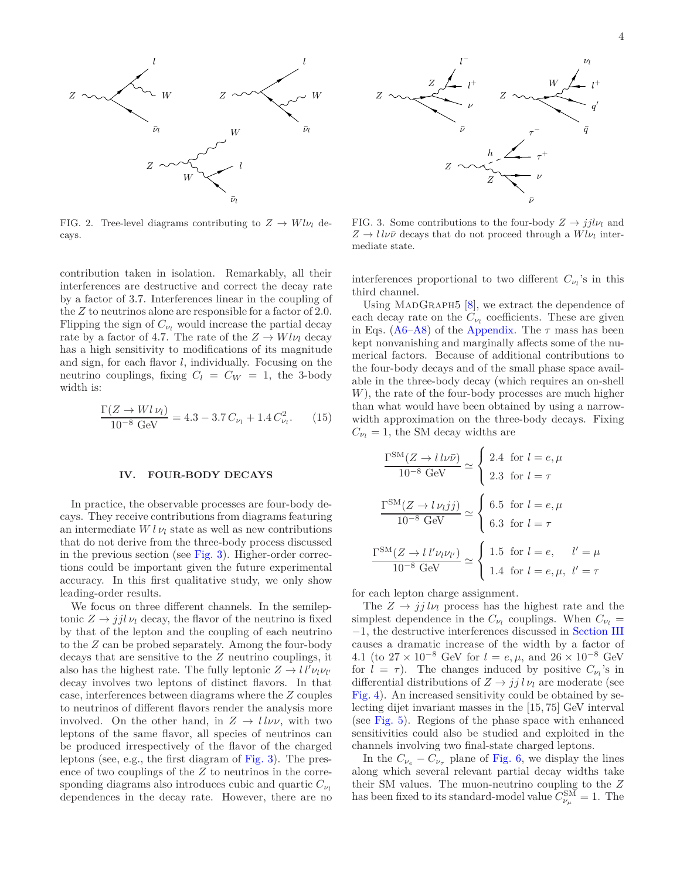FIG. 2. Tree-level diagrams contributing to $Z \to Wl\nu_l$ decays.

FIG. 3. Some contributions to the four-body $Z \to jjl\nu_l$ and $Z \to l\,l\nu\bar{\nu}$ decays that do not proceed through a $Wl\nu_l$ intermediate state.

contribution taken in isolation. Remarkably, all their interferences are destructive and correct the decay rate by a factor of 3.7. Interferences linear in the coupling of the $Z$ to neutrinos alone are responsible for a factor of 2.0. Flipping the sign of $C_{\nu_l}$ would increase the partial decay rate by a factor of 4.7. The rate of the $Z \to Wl\nu_l$ decay has a high sensitivity to modifications of its magnitude and sign, for each flavor $l$, individually. Focusing on the neutrino couplings, fixing $C_l = C_W = 1$, the 3-body width is:

$$\frac{\Gamma(Z \to Wl\,\nu_l)}{10^{-8}\ \text{GeV}} = 4.3 - 3.7\,C_{\nu_l} + 1.4\,C_{\nu_l}^2. \qquad (15)$$

## IV. FOUR-BODY DECAYS

In practice, the observable processes are four-body decays. They receive contributions from diagrams featuring an intermediate $W\,l\,\nu_l$ state as well as new contributions that do not derive from the three-body process discussed in the previous section (see Fig. 3). Higher-order corrections could be important given the future experimental accuracy. In this first qualitative study, we only show leading-order results.

We focus on three different channels. In the semileptonic $Z \to jj\,l\,\nu_l$ decay, the flavor of the neutrino is fixed by that of the lepton and the coupling of each neutrino to the $Z$ can be probed separately. Among the four-body decays that are sensitive to the $Z$ neutrino couplings, it also has the highest rate. The fully leptonic $Z \to l\,l'\nu_l\nu_{l'}$ decay involves two leptons of distinct flavors. In that case, interferences between diagrams where the $Z$ couples to neutrinos of different flavors render the analysis more involved. On the other hand, in $Z \to l\,l\nu\nu$, with two leptons of the same flavor, all species of neutrinos can be produced irrespectively of the flavor of the charged leptons (see, e.g., the first diagram of Fig. 3). The presence of two couplings of the $Z$ to neutrinos in the corresponding diagrams also introduces cubic and quartic $C_{\nu_l}$ dependences in the decay rate. However, there are no interferences proportional to two different $C_{\nu_l}$'s in this third channel.

Using MadGraph5 [8], we extract the dependence of each decay rate on the $C_{\nu_l}$ coefficients. These are given in Eqs. (A6–A8) of the Appendix. The $\tau$ mass has been kept nonvanishing and marginally affects some of the numerical factors. Because of additional contributions to the four-body decays and of the small phase space available in the three-body decay (which requires an on-shell $W$), the rate of the four-body processes are much higher than what would have been obtained by using a narrow-width approximation on the three-body decays. Fixing $C_{\nu_l} = 1$, the SM decay widths are

$$\frac{\Gamma^{\text{SM}}(Z \to l\,l\nu\bar{\nu})}{10^{-8}\ \text{GeV}} \simeq \begin{cases} 2.4 & \text{for } l = e, \mu \\ 2.3 & \text{for } l = \tau \end{cases}$$

$$\frac{\Gamma^{\text{SM}}(Z \to l\,\nu_l jj)}{10^{-8}\ \text{GeV}} \simeq \begin{cases} 6.5 & \text{for } l = e, \mu \\ 6.3 & \text{for } l = \tau \end{cases}$$

$$\frac{\Gamma^{\text{SM}}(Z \to l\,l'\nu_l\nu_{l'})}{10^{-8}\ \text{GeV}} \simeq \begin{cases} 1.5 & \text{for } l = e, \quad\ l' = \mu \\ 1.4 & \text{for } l = e, \mu,\ l' = \tau \end{cases}$$

for each lepton charge assignment.

The $Z \to jj\,l\nu_l$ process has the highest rate and the simplest dependence in the $C_{\nu_l}$ couplings. When $C_{\nu_l} = -1$, the destructive interferences discussed in Section III causes a dramatic increase of the width by a factor of 4.1 (to $27 \times 10^{-8}$ GeV for $l = e, \mu$, and $26 \times 10^{-8}$ GeV for $l = \tau$). The changes induced by positive $C_{\nu_l}$'s in differential distributions of $Z \to jj\,l\,\nu_l$ are moderate (see Fig. 4). An increased sensitivity could be obtained by selecting dijet invariant masses in the [15, 75] GeV interval (see Fig. 5). Regions of the phase space with enhanced sensitivities could also be studied and exploited in the channels involving two final-state charged leptons.

In the $C_{\nu_e} - C_{\nu_\tau}$ plane of Fig. 6, we display the lines along which several relevant partial decay widths take their SM values. The muon-neutrino coupling to the $Z$ has been fixed to its standard-model value $C_{\nu_\mu}^{\text{SM}} = 1$. The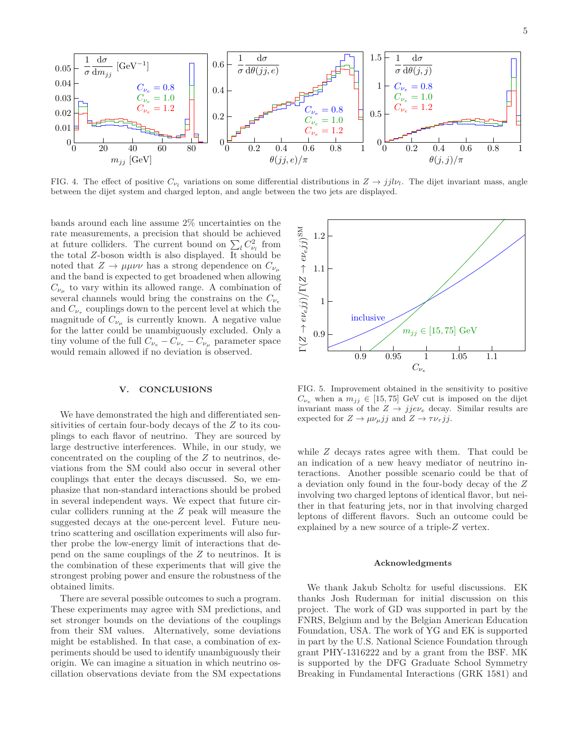FIG. 4. The effect of positive $C_{\nu_l}$ variations on some differential distributions in $Z \to jjl\nu_l$. The dijet invariant mass, angle between the dijet system and charged lepton, and angle between the two jets are displayed.

bands around each line assume 2% uncertainties on the rate measurements, a precision that should be achieved at future colliders. The current bound on $\sum_l C_{\nu_l}^2$ from the total $Z$-boson width is also displayed. It should be noted that $Z \to \mu\mu\nu\nu$ has a strong dependence on $C_{\nu_\mu}$ and the band is expected to get broadened when allowing $C_{\nu_\mu}$ to vary within its allowed range. A combination of several channels would bring the constrains on the $C_{\nu_e}$ and $C_{\nu_\tau}$ couplings down to the percent level at which the magnitude of $C_{\nu_\mu}$ is currently known. A negative value for the latter could be unambiguously excluded. Only a tiny volume of the full $C_{\nu_e} - C_{\nu_\tau} - C_{\nu_\mu}$ parameter space would remain allowed if no deviation is observed.

FIG. 5. Improvement obtained in the sensitivity to positive $C_{\nu_e}$ when a $m_{jj} \in [15, 75]$ GeV cut is imposed on the dijet invariant mass of the $Z \to jje\nu_e$ decay. Similar results are expected for $Z \to \mu\nu_\mu jj$ and $Z \to \tau\nu_\tau jj$.

## V. CONCLUSIONS

We have demonstrated the high and differentiated sensitivities of certain four-body decays of the $Z$ to its couplings to each flavor of neutrino. They are sourced by large destructive interferences. While, in our study, we concentrated on the coupling of the $Z$ to neutrinos, deviations from the SM could also occur in several other couplings that enter the decays discussed. So, we emphasize that non-standard interactions should be probed in several independent ways. We expect that future circular colliders running at the $Z$ peak will measure the suggested decays at the one-percent level. Future neutrino scattering and oscillation experiments will also further probe the low-energy limit of interactions that depend on the same couplings of the $Z$ to neutrinos. It is the combination of these experiments that will give the strongest probing power and ensure the robustness of the obtained limits.

There are several possible outcomes to such a program. These experiments may agree with SM predictions, and set stronger bounds on the deviations of the couplings from their SM values. Alternatively, some deviations might be established. In that case, a combination of experiments should be used to identify unambiguously their origin. We can imagine a situation in which neutrino oscillation observations deviate from the SM expectations while $Z$ decays rates agree with them. That could be an indication of a new heavy mediator of neutrino interactions. Another possible scenario could be that of a deviation only found in the four-body decay of the $Z$ involving two charged leptons of identical flavor, but neither in that featuring jets, nor in that involving charged leptons of different flavors. Such an outcome could be explained by a new source of a triple-$Z$ vertex.

### Acknowledgments

We thank Jakub Scholtz for useful discussions. EK thanks Josh Ruderman for initial discussion on this project. The work of GD was supported in part by the FNRS, Belgium and by the Belgian American Education Foundation, USA. The work of YG and EK is supported in part by the U.S. National Science Foundation through grant PHY-1316222 and by a grant from the BSF. MK is supported by the DFG Graduate School Symmetry Breaking in Fundamental Interactions (GRK 1581) and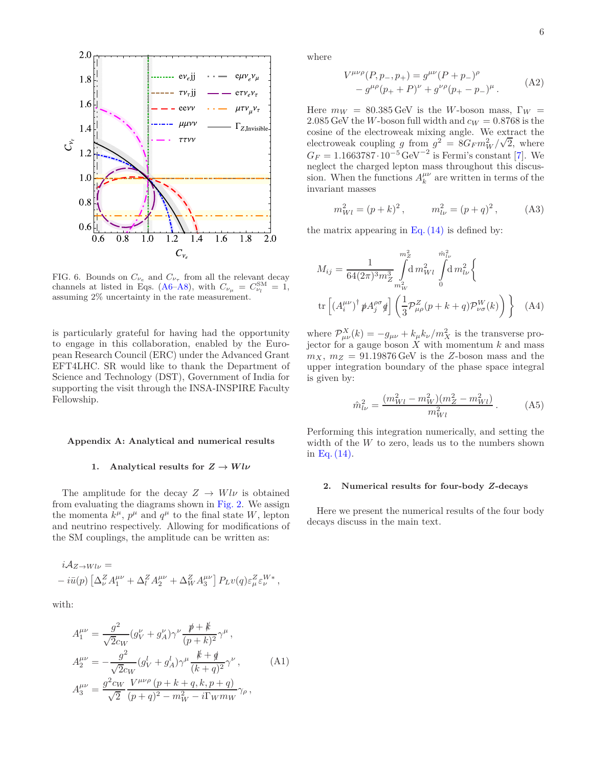FIG. 6. Bounds on $C_{\nu_e}$ and $C_{\nu_\tau}$ from all the relevant decay channels at listed in Eqs. (A6–A8), with $C_{\nu_\mu} = C_{\nu l}^{\rm SM} = 1$, assuming 2% uncertainty in the rate measurement.

is particularly grateful for having had the opportunity to engage in this collaboration, enabled by the European Research Council (ERC) under the Advanced Grant EFT4LHC. SR would like to thank the Department of Science and Technology (DST), Government of India for supporting the visit through the INSA-INSPIRE Faculty Fellowship.

### Appendix A: Analytical and numerical results

#### 1. Analytical results for $Z \to Wl\nu$

The amplitude for the decay $Z \to Wl\nu$ is obtained from evaluating the diagrams shown in Fig. 2. We assign the momenta $k^\mu$, $p^\mu$ and $q^\mu$ to the final state $W$, lepton and neutrino respectively. Allowing for modifications of the SM couplings, the amplitude can be written as:

$$
i\mathcal{A}_{Z\to Wl\nu} = \\
- i\bar{u}(p)\left[\Delta_\nu^Z A_1^{\mu\nu} + \Delta_l^Z A_2^{\mu\nu} + \Delta_W^Z A_3^{\mu\nu}\right] P_L v(q) \varepsilon_\mu^Z \varepsilon_\nu^{W*} ,
$$

with:

$$
\begin{aligned}
A_1^{\mu\nu} &= \frac{g^2}{\sqrt{2}c_W}(g_V^\nu + g_A^\nu)\gamma^\nu \frac{\not p + \not k}{(p+k)^2}\gamma^\mu , \\
A_2^{\mu\nu} &= -\frac{g^2}{\sqrt{2}c_W}(g_V^l + g_A^l)\gamma^\mu \frac{\not k + \not q}{(k+q)^2}\gamma^\nu , \\
A_3^{\mu\nu} &= \frac{g^2 c_W}{\sqrt{2}} \frac{V^{\mu\nu\rho}\,(p+k+q, k, p+q)}{(p+q)^2 - m_W^2 - i\Gamma_W m_W}\gamma_\rho ,
\end{aligned} \tag{A1}
$$

where

$$
\begin{aligned}
V^{\mu\nu\rho}(P, p_-, p_+) = \; & g^{\mu\nu}(P + p_-)^\rho \\
& - g^{\mu\rho}(p_+ + P)^\nu + g^{\nu\rho}(p_+ - p_-)^\mu .
\end{aligned} \tag{A2}
$$

Here $m_W = 80.385\,\text{GeV}$ is the $W$-boson mass, $\Gamma_W = 2.085\,\text{GeV}$ the $W$-boson full width and $c_W = 0.8768$ is the cosine of the electroweak mixing angle. We extract the electroweak coupling $g$ from $g^2 = 8G_F m_W^2/\sqrt{2}$, where $G_F = 1.1663787 \cdot 10^{-5}\,\text{GeV}^{-2}$ is Fermi's constant [7]. We neglect the charged lepton mass throughout this discussion. When the functions $A_k^{\mu\nu}$ are written in terms of the invariant masses

$$
m_{Wl}^2 = (p+k)^2 , \qquad m_{l\nu}^2 = (p+q)^2 , \tag{A3}
$$

the matrix appearing in Eq. (14) is defined by:

$$
\begin{aligned}
M_{ij} = \; & \frac{1}{64(2\pi)^3 m_Z^3} \int_{m_W^2}^{m_Z^2} \mathrm{d}\, m_{Wl}^2 \int_0^{\hat{m}_{l\nu}^2} \mathrm{d}\, m_{l\nu}^2 \Bigg\{ \\
& \mathrm{tr}\left[ (A_i^{\mu\nu})^\dagger \not p A_j^{\rho\sigma} \not q \right] \left( \frac{1}{3}\mathcal{P}_{\mu\rho}^Z(p+k+q)\mathcal{P}_{\nu\sigma}^W(k) \right) \Bigg\}
\end{aligned} \tag{A4}
$$

where $\mathcal{P}_{\mu\nu}^X(k) = -g_{\mu\nu} + k_\mu k_\nu / m_X^2$ is the transverse projector for a gauge boson $X$ with momentum $k$ and mass $m_X$, $m_Z = 91.19876\,\text{GeV}$ is the $Z$-boson mass and the upper integration boundary of the phase space integral is given by:

$$
\hat{m}_{l\nu}^2 = \frac{(m_{Wl}^2 - m_W^2)(m_Z^2 - m_{Wl}^2)}{m_{Wl}^2} . \tag{A5}
$$

Performing this integration numerically, and setting the width of the $W$ to zero, leads us to the numbers shown in Eq. (14).

#### 2. Numerical results for four-body $Z$-decays

Here we present the numerical results of the four body decays discuss in the main text.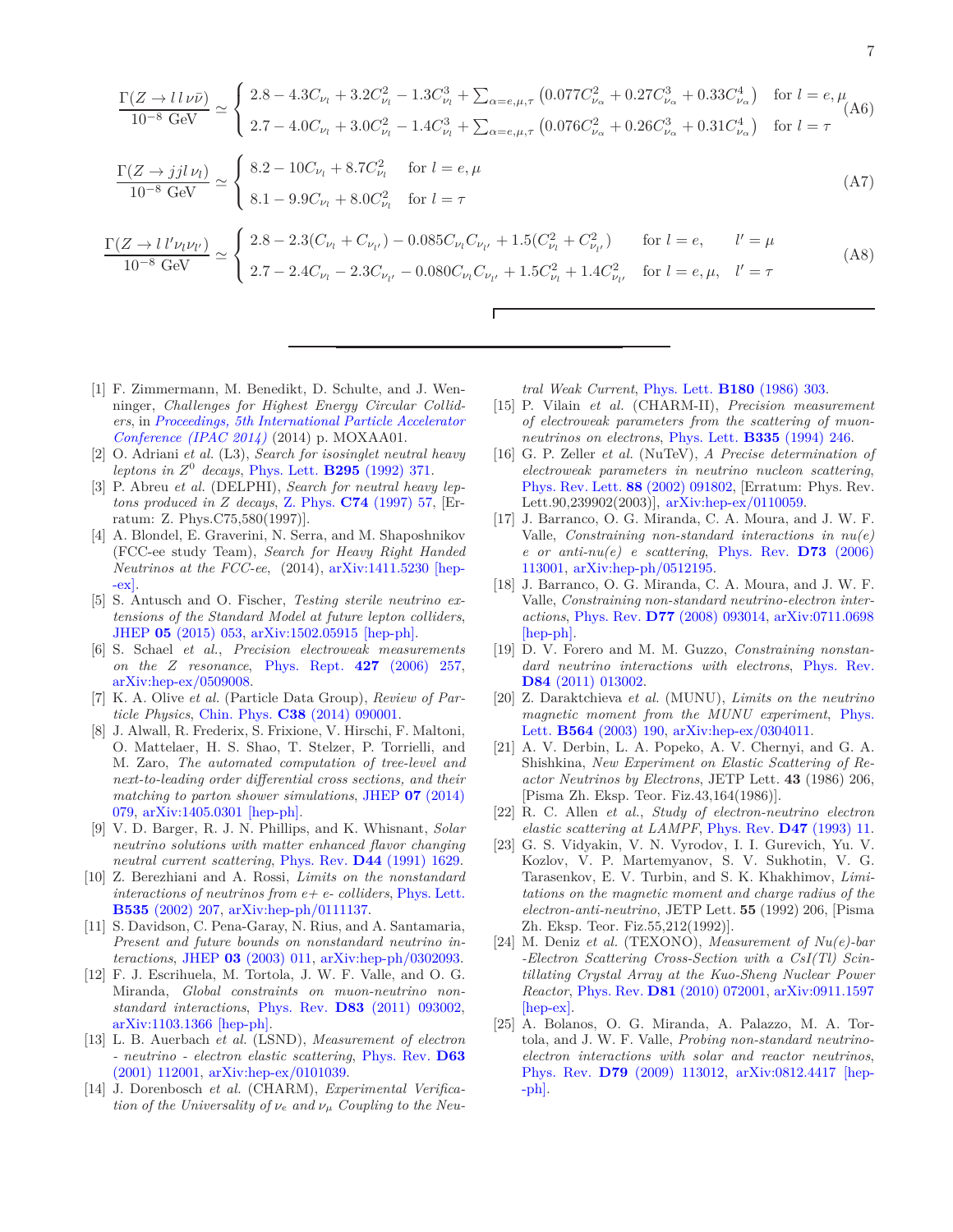$$\frac{\Gamma(Z\to l\,l\,\nu\bar{\nu})}{10^{-8}\ \text{GeV}} \simeq \begin{cases} 2.8 - 4.3C_{\nu_l} + 3.2C_{\nu_l}^2 - 1.3C_{\nu_l}^3 + \sum_{\alpha=e,\mu,\tau}\left(0.077C_{\nu_\alpha}^2 + 0.27C_{\nu_\alpha}^3 + 0.33C_{\nu_\alpha}^4\right) & \text{for } l = e,\mu \\ 2.7 - 4.0C_{\nu_l} + 3.0C_{\nu_l}^2 - 1.4C_{\nu_l}^3 + \sum_{\alpha=e,\mu,\tau}\left(0.076C_{\nu_\alpha}^2 + 0.26C_{\nu_\alpha}^3 + 0.31C_{\nu_\alpha}^4\right) & \text{for } l = \tau \end{cases} \tag{A6}$$

$$\frac{\Gamma(Z\to jjl\,\nu_l)}{10^{-8}\ \text{GeV}} \simeq \begin{cases} 8.2 - 10C_{\nu_l} + 8.7C_{\nu_l}^2 & \text{for } l = e,\mu \\ 8.1 - 9.9C_{\nu_l} + 8.0C_{\nu_l}^2 & \text{for } l = \tau \end{cases} \tag{A7}$$

$$\frac{\Gamma(Z\to l\,l'\nu_l\nu_{l'})}{10^{-8}\ \text{GeV}} \simeq \begin{cases} 2.8 - 2.3(C_{\nu_l} + C_{\nu_{l'}}) - 0.085C_{\nu_l}C_{\nu_{l'}} + 1.5(C_{\nu_l}^2 + C_{\nu_{l'}}^2) & \text{for } l = e, \quad l' = \mu \\ 2.7 - 2.4C_{\nu_l} - 2.3C_{\nu_{l'}} - 0.080C_{\nu_l}C_{\nu_{l'}} + 1.5C_{\nu_l}^2 + 1.4C_{\nu_{l'}}^2 & \text{for } l = e,\mu, \quad l' = \tau \end{cases} \tag{A8}$$

---

[1] F. Zimmermann, M. Benedikt, D. Schulte, and J. Wenninger, *Challenges for Highest Energy Circular Colliders*, in *Proceedings, 5th International Particle Accelerator Conference (IPAC 2014)* (2014) p. MOXAA01.

[2] O. Adriani *et al.* (L3), *Search for isosinglet neutral heavy leptons in $Z^0$ decays*, Phys. Lett. **B295** (1992) 371.

[3] P. Abreu *et al.* (DELPHI), *Search for neutral heavy leptons produced in Z decays*, Z. Phys. **C74** (1997) 57, [Erratum: Z. Phys.C75,580(1997)].

[4] A. Blondel, E. Graverini, N. Serra, and M. Shaposhnikov (FCC-ee study Team), *Search for Heavy Right Handed Neutrinos at the FCC-ee*, (2014), arXiv:1411.5230 [hep-ex].

[5] S. Antusch and O. Fischer, *Testing sterile neutrino extensions of the Standard Model at future lepton colliders*, JHEP **05** (2015) 053, arXiv:1502.05915 [hep-ph].

[6] S. Schael *et al.*, *Precision electroweak measurements on the Z resonance*, Phys. Rept. **427** (2006) 257, arXiv:hep-ex/0509008.

[7] K. A. Olive *et al.* (Particle Data Group), *Review of Particle Physics*, Chin. Phys. **C38** (2014) 090001.

[8] J. Alwall, R. Frederix, S. Frixione, V. Hirschi, F. Maltoni, O. Mattelaer, H. S. Shao, T. Stelzer, P. Torrielli, and M. Zaro, *The automated computation of tree-level and next-to-leading order differential cross sections, and their matching to parton shower simulations*, JHEP **07** (2014) 079, arXiv:1405.0301 [hep-ph].

[9] V. D. Barger, R. J. N. Phillips, and K. Whisnant, *Solar neutrino solutions with matter enhanced flavor changing neutral current scattering*, Phys. Rev. **D44** (1991) 1629.

[10] Z. Berezhiani and A. Rossi, *Limits on the nonstandard interactions of neutrinos from e+ e- colliders*, Phys. Lett. **B535** (2002) 207, arXiv:hep-ph/0111137.

[11] S. Davidson, C. Pena-Garay, N. Rius, and A. Santamaria, *Present and future bounds on nonstandard neutrino interactions*, JHEP **03** (2003) 011, arXiv:hep-ph/0302093.

[12] F. J. Escrihuela, M. Tortola, J. W. F. Valle, and O. G. Miranda, *Global constraints on muon-neutrino non-standard interactions*, Phys. Rev. **D83** (2011) 093002, arXiv:1103.1366 [hep-ph].

[13] L. B. Auerbach *et al.* (LSND), *Measurement of electron - neutrino - electron elastic scattering*, Phys. Rev. **D63** (2001) 112001, arXiv:hep-ex/0101039.

[14] J. Dorenbosch *et al.* (CHARM), *Experimental Verification of the Universality of $\nu_e$ and $\nu_\mu$ Coupling to the Neutral Weak Current*, Phys. Lett. **B180** (1986) 303.

[15] P. Vilain *et al.* (CHARM-II), *Precision measurement of electroweak parameters from the scattering of muon-neutrinos on electrons*, Phys. Lett. **B335** (1994) 246.

[16] G. P. Zeller *et al.* (NuTeV), *A Precise determination of electroweak parameters in neutrino nucleon scattering*, Phys. Rev. Lett. **88** (2002) 091802, [Erratum: Phys. Rev. Lett.90,239902(2003)], arXiv:hep-ex/0110059.

[17] J. Barranco, O. G. Miranda, C. A. Moura, and J. W. F. Valle, *Constraining non-standard interactions in nu(e) e or anti-nu(e) e scattering*, Phys. Rev. **D73** (2006) 113001, arXiv:hep-ph/0512195.

[18] J. Barranco, O. G. Miranda, C. A. Moura, and J. W. F. Valle, *Constraining non-standard neutrino-electron interactions*, Phys. Rev. **D77** (2008) 093014, arXiv:0711.0698 [hep-ph].

[19] D. V. Forero and M. M. Guzzo, *Constraining nonstandard neutrino interactions with electrons*, Phys. Rev. **D84** (2011) 013002.

[20] Z. Daraktchieva *et al.* (MUNU), *Limits on the neutrino magnetic moment from the MUNU experiment*, Phys. Lett. **B564** (2003) 190, arXiv:hep-ex/0304011.

[21] A. V. Derbin, L. A. Popeko, A. V. Chernyi, and G. A. Shishkina, *New Experiment on Elastic Scattering of Reactor Neutrinos by Electrons*, JETP Lett. **43** (1986) 206, [Pisma Zh. Eksp. Teor. Fiz.43,164(1986)].

[22] R. C. Allen *et al.*, *Study of electron-neutrino electron elastic scattering at LAMPF*, Phys. Rev. **D47** (1993) 11.

[23] G. S. Vidyakin, V. N. Vyrodov, I. I. Gurevich, Yu. V. Kozlov, V. P. Martemyanov, S. V. Sukhotin, V. G. Tarasenkov, E. V. Turbin, and S. K. Khakhimov, *Limitations on the magnetic moment and charge radius of the electron-anti-neutrino*, JETP Lett. **55** (1992) 206, [Pisma Zh. Eksp. Teor. Fiz.55,212(1992)].

[24] M. Deniz *et al.* (TEXONO), *Measurement of Nu(e)-bar -Electron Scattering Cross-Section with a CsI(Tl) Scintillating Crystal Array at the Kuo-Sheng Nuclear Power Reactor*, Phys. Rev. **D81** (2010) 072001, arXiv:0911.1597 [hep-ex].

[25] A. Bolanos, O. G. Miranda, A. Palazzo, M. A. Tortola, and J. W. F. Valle, *Probing non-standard neutrino-electron interactions with solar and reactor neutrinos*, Phys. Rev. **D79** (2009) 113012, arXiv:0812.4417 [hep-ph].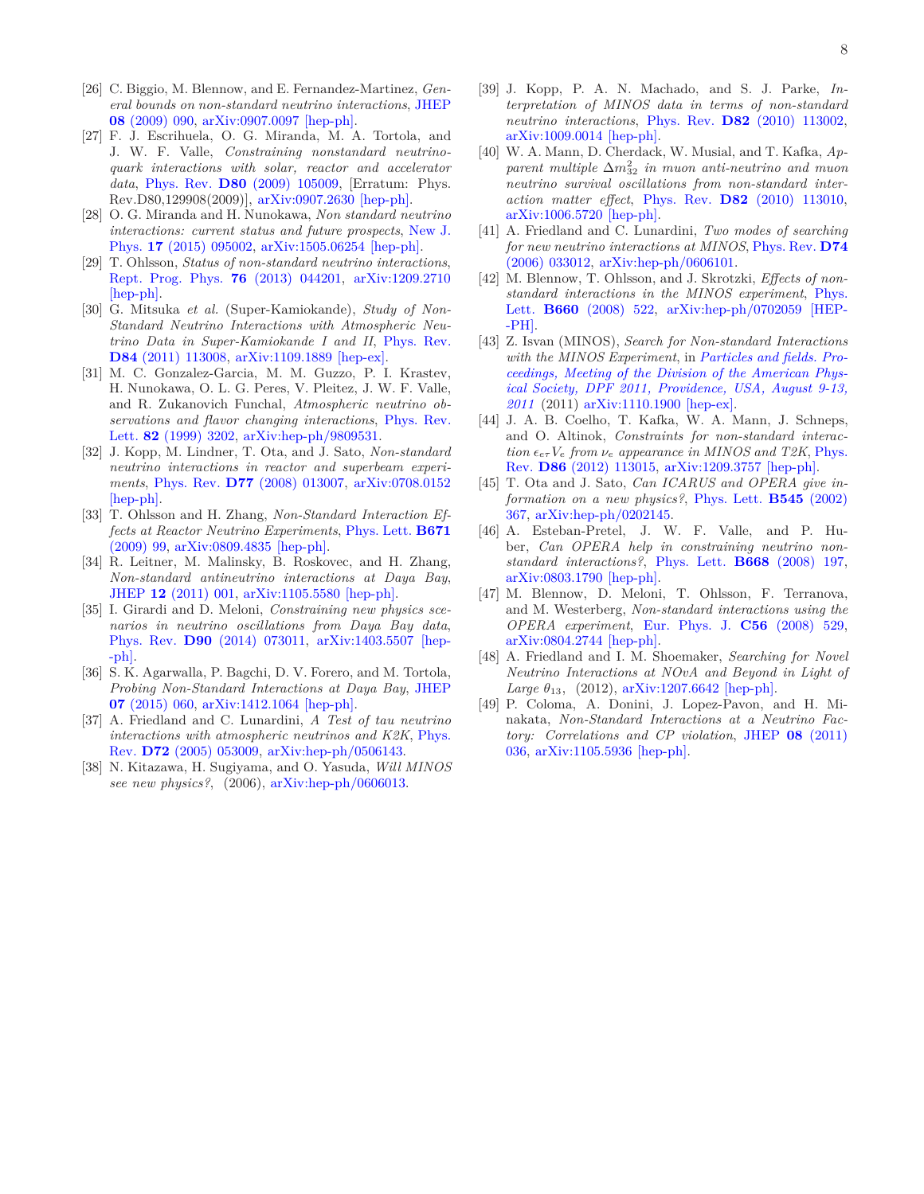[26] C. Biggio, M. Blennow, and E. Fernandez-Martinez, *General bounds on non-standard neutrino interactions*, JHEP **08** (2009) 090, arXiv:0907.0097 [hep-ph].

[27] F. J. Escrihuela, O. G. Miranda, M. A. Tortola, and J. W. F. Valle, *Constraining nonstandard neutrino-quark interactions with solar, reactor and accelerator data*, Phys. Rev. **D80** (2009) 105009, [Erratum: Phys. Rev.D80,129908(2009)], arXiv:0907.2630 [hep-ph].

[28] O. G. Miranda and H. Nunokawa, *Non standard neutrino interactions: current status and future prospects*, New J. Phys. **17** (2015) 095002, arXiv:1505.06254 [hep-ph].

[29] T. Ohlsson, *Status of non-standard neutrino interactions*, Rept. Prog. Phys. **76** (2013) 044201, arXiv:1209.2710 [hep-ph].

[30] G. Mitsuka *et al.* (Super-Kamiokande), *Study of Non-Standard Neutrino Interactions with Atmospheric Neutrino Data in Super-Kamiokande I and II*, Phys. Rev. **D84** (2011) 113008, arXiv:1109.1889 [hep-ex].

[31] M. C. Gonzalez-Garcia, M. M. Guzzo, P. I. Krastev, H. Nunokawa, O. L. G. Peres, V. Pleitez, J. W. F. Valle, and R. Zukanovich Funchal, *Atmospheric neutrino observations and flavor changing interactions*, Phys. Rev. Lett. **82** (1999) 3202, arXiv:hep-ph/9809531.

[32] J. Kopp, M. Lindner, T. Ota, and J. Sato, *Non-standard neutrino interactions in reactor and superbeam experiments*, Phys. Rev. **D77** (2008) 013007, arXiv:0708.0152 [hep-ph].

[33] T. Ohlsson and H. Zhang, *Non-Standard Interaction Effects at Reactor Neutrino Experiments*, Phys. Lett. **B671** (2009) 99, arXiv:0809.4835 [hep-ph].

[34] R. Leitner, M. Malinsky, B. Roskovec, and H. Zhang, *Non-standard antineutrino interactions at Daya Bay*, JHEP **12** (2011) 001, arXiv:1105.5580 [hep-ph].

[35] I. Girardi and D. Meloni, *Constraining new physics scenarios in neutrino oscillations from Daya Bay data*, Phys. Rev. **D90** (2014) 073011, arXiv:1403.5507 [hep-ph].

[36] S. K. Agarwalla, P. Bagchi, D. V. Forero, and M. Tortola, *Probing Non-Standard Interactions at Daya Bay*, JHEP **07** (2015) 060, arXiv:1412.1064 [hep-ph].

[37] A. Friedland and C. Lunardini, *A Test of tau neutrino interactions with atmospheric neutrinos and K2K*, Phys. Rev. **D72** (2005) 053009, arXiv:hep-ph/0506143.

[38] N. Kitazawa, H. Sugiyama, and O. Yasuda, *Will MINOS see new physics?*, (2006), arXiv:hep-ph/0606013.

[39] J. Kopp, P. A. N. Machado, and S. J. Parke, *Interpretation of MINOS data in terms of non-standard neutrino interactions*, Phys. Rev. **D82** (2010) 113002, arXiv:1009.0014 [hep-ph].

[40] W. A. Mann, D. Cherdack, W. Musial, and T. Kafka, *Apparent multiple $\Delta m^2_{32}$ in muon anti-neutrino and muon neutrino survival oscillations from non-standard interaction matter effect*, Phys. Rev. **D82** (2010) 113010, arXiv:1006.5720 [hep-ph].

[41] A. Friedland and C. Lunardini, *Two modes of searching for new neutrino interactions at MINOS*, Phys. Rev. **D74** (2006) 033012, arXiv:hep-ph/0606101.

[42] M. Blennow, T. Ohlsson, and J. Skrotzki, *Effects of non-standard interactions in the MINOS experiment*, Phys. Lett. **B660** (2008) 522, arXiv:hep-ph/0702059 [HEP-PH].

[43] Z. Isvan (MINOS), *Search for Non-standard Interactions with the MINOS Experiment*, in *Particles and fields. Proceedings, Meeting of the Division of the American Physical Society, DPF 2011, Providence, USA, August 9-13, 2011* (2011) arXiv:1110.1900 [hep-ex].

[44] J. A. B. Coelho, T. Kafka, W. A. Mann, J. Schneps, and O. Altinok, *Constraints for non-standard interaction $\epsilon_{e\tau}V_e$ from $\nu_e$ appearance in MINOS and T2K*, Phys. Rev. **D86** (2012) 113015, arXiv:1209.3757 [hep-ph].

[45] T. Ota and J. Sato, *Can ICARUS and OPERA give information on a new physics?*, Phys. Lett. **B545** (2002) 367, arXiv:hep-ph/0202145.

[46] A. Esteban-Pretel, J. W. F. Valle, and P. Huber, *Can OPERA help in constraining neutrino non-standard interactions?*, Phys. Lett. **B668** (2008) 197, arXiv:0803.1790 [hep-ph].

[47] M. Blennow, D. Meloni, T. Ohlsson, F. Terranova, and M. Westerberg, *Non-standard interactions using the OPERA experiment*, Eur. Phys. J. **C56** (2008) 529, arXiv:0804.2744 [hep-ph].

[48] A. Friedland and I. M. Shoemaker, *Searching for Novel Neutrino Interactions at NOvA and Beyond in Light of Large $\theta_{13}$*, (2012), arXiv:1207.6642 [hep-ph].

[49] P. Coloma, A. Donini, J. Lopez-Pavon, and H. Minakata, *Non-Standard Interactions at a Neutrino Factory: Correlations and CP violation*, JHEP **08** (2011) 036, arXiv:1105.5936 [hep-ph].